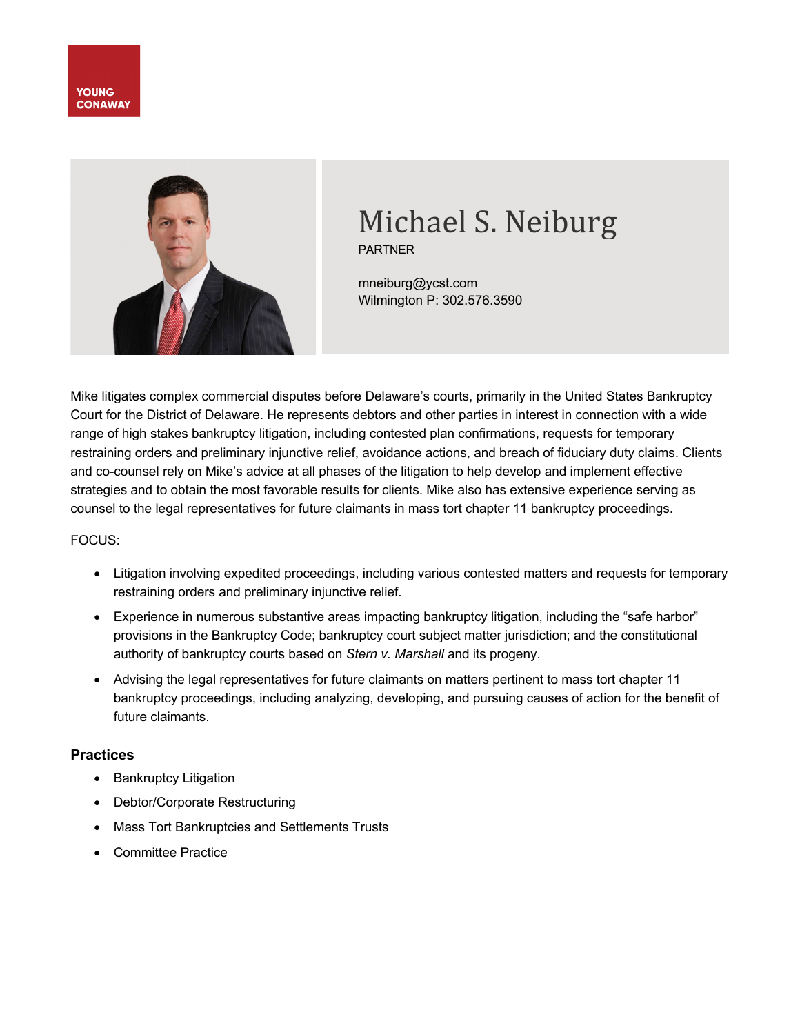YOUNG CONAWAY

# Michael S. Neiburg

PARTNER

mneiburg@ycst.com
Wilmington P: 302.576.3590

Mike litigates complex commercial disputes before Delaware's courts, primarily in the United States Bankruptcy Court for the District of Delaware. He represents debtors and other parties in interest in connection with a wide range of high stakes bankruptcy litigation, including contested plan confirmations, requests for temporary restraining orders and preliminary injunctive relief, avoidance actions, and breach of fiduciary duty claims. Clients and co-counsel rely on Mike's advice at all phases of the litigation to help develop and implement effective strategies and to obtain the most favorable results for clients. Mike also has extensive experience serving as counsel to the legal representatives for future claimants in mass tort chapter 11 bankruptcy proceedings.

FOCUS:

- Litigation involving expedited proceedings, including various contested matters and requests for temporary restraining orders and preliminary injunctive relief.
- Experience in numerous substantive areas impacting bankruptcy litigation, including the "safe harbor" provisions in the Bankruptcy Code; bankruptcy court subject matter jurisdiction; and the constitutional authority of bankruptcy courts based on *Stern v. Marshall* and its progeny.
- Advising the legal representatives for future claimants on matters pertinent to mass tort chapter 11 bankruptcy proceedings, including analyzing, developing, and pursuing causes of action for the benefit of future claimants.

## Practices

- Bankruptcy Litigation
- Debtor/Corporate Restructuring
- Mass Tort Bankruptcies and Settlements Trusts
- Committee Practice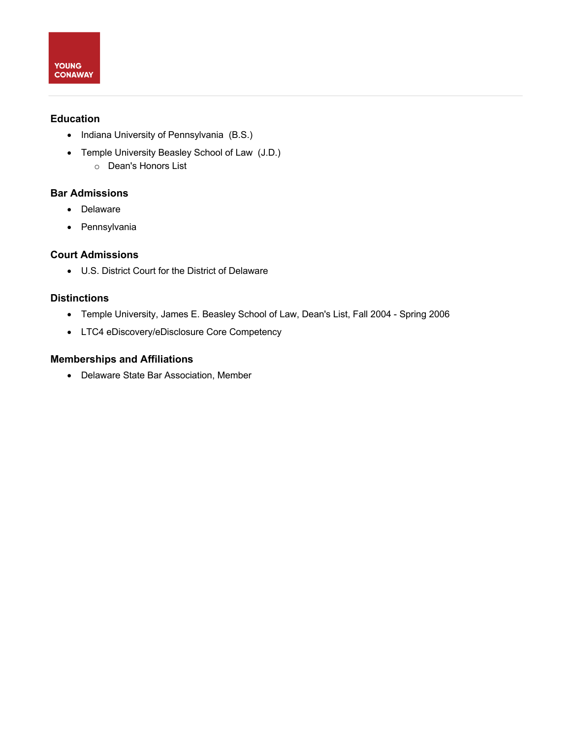## Education

- Indiana University of Pennsylvania (B.S.)
- Temple University Beasley School of Law (J.D.)
  - Dean's Honors List

## Bar Admissions

- Delaware
- Pennsylvania

## Court Admissions

- U.S. District Court for the District of Delaware

## Distinctions

- Temple University, James E. Beasley School of Law, Dean's List, Fall 2004 - Spring 2006
- LTC4 eDiscovery/eDisclosure Core Competency

## Memberships and Affiliations

- Delaware State Bar Association, Member